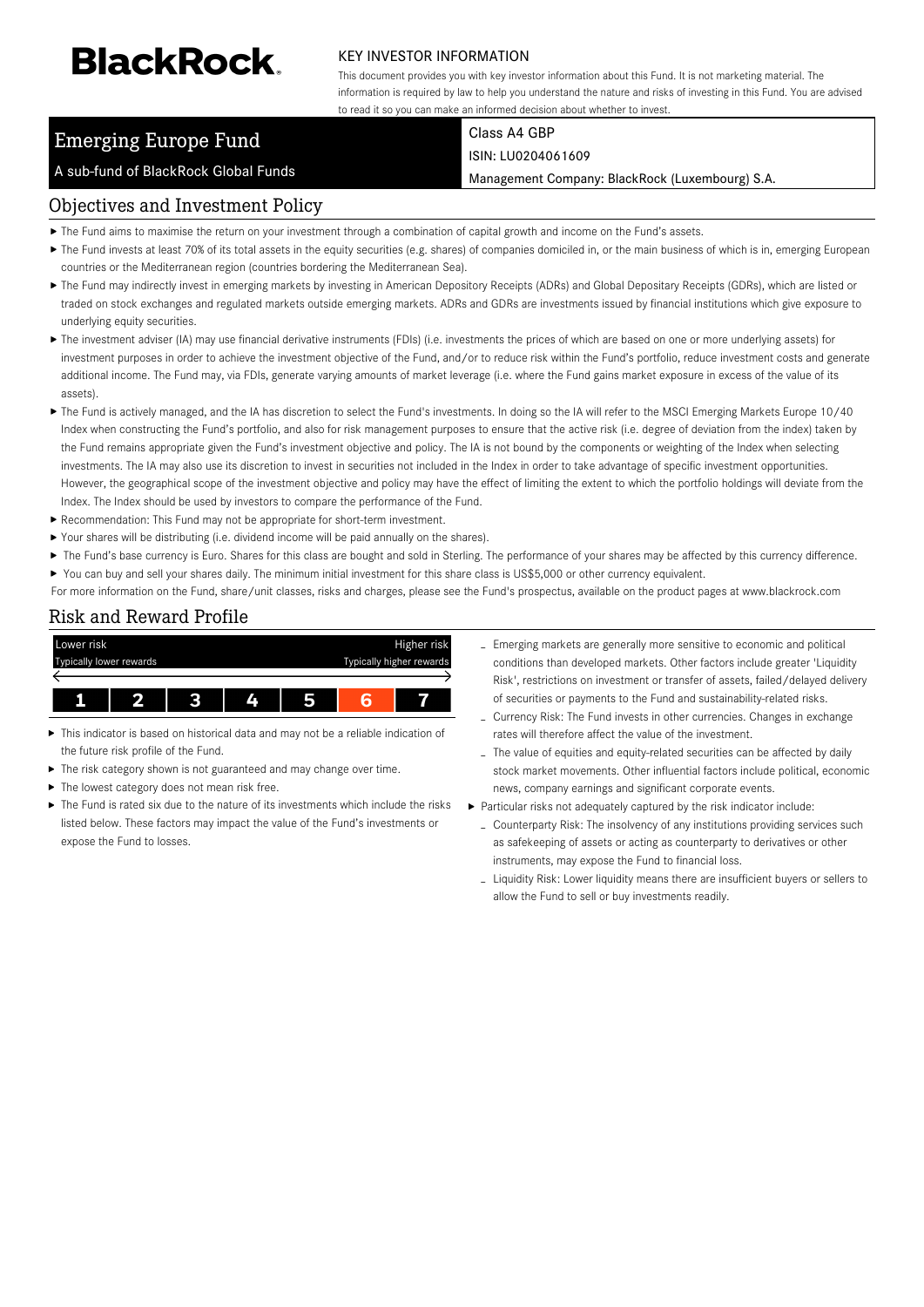# BlackRock.

KEY INVESTOR INFORMATION

This document provides you with key investor information about this Fund. It is not marketing material. The information is required by law to help you understand the nature and risks of investing in this Fund. You are advised to read it so you can make an informed decision about whether to invest.

## Emerging Europe Fund

A sub-fund of BlackRock Global Funds

Class A4 GBP

ISIN: LU0204061609

Management Company: BlackRock (Luxembourg) S.A.

## Objectives and Investment Policy

- The Fund aims to maximise the return on your investment through a combination of capital growth and income on the Fund's assets.
- The Fund invests at least 70% of its total assets in the equity securities (e.g. shares) of companies domiciled in, or the main business of which is in, emerging European countries or the Mediterranean region (countries bordering the Mediterranean Sea).
- The Fund may indirectly invest in emerging markets by investing in American Depository Receipts (ADRs) and Global Depositary Receipts (GDRs), which are listed or traded on stock exchanges and regulated markets outside emerging markets. ADRs and GDRs are investments issued by financial institutions which give exposure to underlying equity securities.
- The investment adviser (IA) may use financial derivative instruments (FDIs) (i.e. investments the prices of which are based on one or more underlying assets) for investment purposes in order to achieve the investment objective of the Fund, and/or to reduce risk within the Fund's portfolio, reduce investment costs and generate additional income. The Fund may, via FDIs, generate varying amounts of market leverage (i.e. where the Fund gains market exposure in excess of the value of its assets).
- The Fund is actively managed, and the IA has discretion to select the Fund's investments. In doing so the IA will refer to the MSCI Emerging Markets Europe 10/40 Index when constructing the Fund's portfolio, and also for risk management purposes to ensure that the active risk (i.e. degree of deviation from the index) taken by the Fund remains appropriate given the Fund's investment objective and policy. The IA is not bound by the components or weighting of the Index when selecting investments. The IA may also use its discretion to invest in securities not included in the Index in order to take advantage of specific investment opportunities. However, the geographical scope of the investment objective and policy may have the effect of limiting the extent to which the portfolio holdings will deviate from the Index. The Index should be used by investors to compare the performance of the Fund.
- Recommendation: This Fund may not be appropriate for short-term investment.
- Your shares will be distributing (i.e. dividend income will be paid annually on the shares).
- The Fund's base currency is Euro. Shares for this class are bought and sold in Sterling. The performance of your shares may be affected by this currency difference.
- You can buy and sell your shares daily. The minimum initial investment for this share class is US$5,000 or other currency equivalent.

For more information on the Fund, share/unit classes, risks and charges, please see the Fund's prospectus, available on the product pages at www.blackrock.com

## Risk and Reward Profile

| Lower risk<br>Typically lower rewards | | | | | | Higher risk<br>Typically higher rewards |
|---|---|---|---|---|---|---|
| 1 | 2 | 3 | 4 | 5 | **6** | 7 |

- This indicator is based on historical data and may not be a reliable indication of the future risk profile of the Fund.
- The risk category shown is not guaranteed and may change over time.
- The lowest category does not mean risk free.
- The Fund is rated six due to the nature of its investments which include the risks listed below. These factors may impact the value of the Fund's investments or expose the Fund to losses.
  - Emerging markets are generally more sensitive to economic and political conditions than developed markets. Other factors include greater 'Liquidity Risk', restrictions on investment or transfer of assets, failed/delayed delivery of securities or payments to the Fund and sustainability-related risks.
  - Currency Risk: The Fund invests in other currencies. Changes in exchange rates will therefore affect the value of the investment.
  - The value of equities and equity-related securities can be affected by daily stock market movements. Other influential factors include political, economic news, company earnings and significant corporate events.
- Particular risks not adequately captured by the risk indicator include:
  - Counterparty Risk: The insolvency of any institutions providing services such as safekeeping of assets or acting as counterparty to derivatives or other instruments, may expose the Fund to financial loss.
  - Liquidity Risk: Lower liquidity means there are insufficient buyers or sellers to allow the Fund to sell or buy investments readily.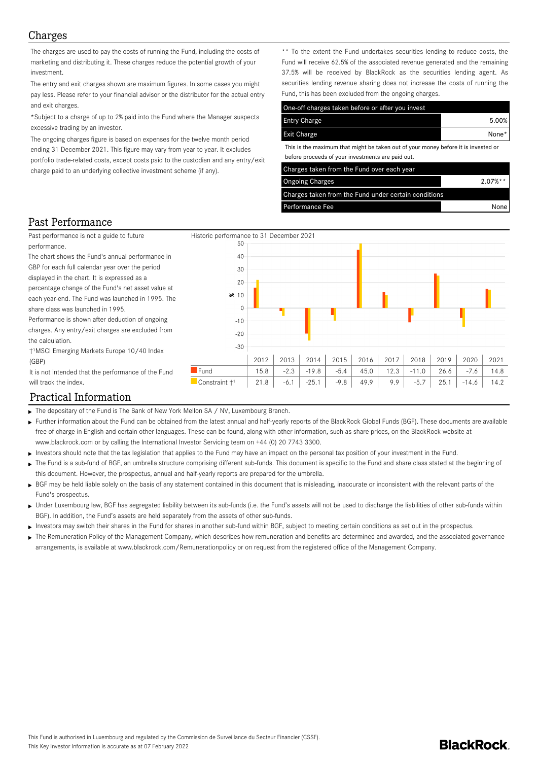## Charges

The charges are used to pay the costs of running the Fund, including the costs of marketing and distributing it. These charges reduce the potential growth of your investment.

The entry and exit charges shown are maximum figures. In some cases you might pay less. Please refer to your financial advisor or the distributor for the actual entry and exit charges.

*Subject to a charge of up to 2% paid into the Fund where the Manager suspects excessive trading by an investor.

The ongoing charges figure is based on expenses for the twelve month period ending 31 December 2021. This figure may vary from year to year. It excludes portfolio trade-related costs, except costs paid to the custodian and any entry/exit charge paid to an underlying collective investment scheme (if any).

** To the extent the Fund undertakes securities lending to reduce costs, the Fund will receive 62.5% of the associated revenue generated and the remaining 37.5% will be received by BlackRock as the securities lending agent. As securities lending revenue sharing does not increase the costs of running the Fund, this has been excluded from the ongoing charges.

| One-off charges taken before or after you invest | |
|---|---|
| Entry Charge | 5.00% |
| Exit Charge | None* |

This is the maximum that might be taken out of your money before it is invested or before proceeds of your investments are paid out.

| Charges taken from the Fund over each year | |
|---|---|
| Ongoing Charges | 2.07%** |
| **Charges taken from the Fund under certain conditions** | |
| Performance Fee | None |

## Past Performance

Past performance is not a guide to future performance.

The chart shows the Fund's annual performance in GBP for each full calendar year over the period displayed in the chart. It is expressed as a percentage change of the Fund's net asset value at each year-end. The Fund was launched in 1995. The share class was launched in 1995.

Performance is shown after deduction of ongoing charges. Any entry/exit charges are excluded from the calculation.

†[1]MSCI Emerging Markets Europe 10/40 Index (GBP)

It is not intended that the performance of the Fund will track the index.

Historic performance to 31 December 2021

%

50
40
30
20
10
0
-10
-20
-30

| | 2012 | 2013 | 2014 | 2015 | 2016 | 2017 | 2018 | 2019 | 2020 | 2021 |
|---|---|---|---|---|---|---|---|---|---|---|
| Fund | 15.8 | -2.3 | -19.8 | -5.4 | 45.0 | 12.3 | -11.0 | 26.6 | -7.6 | 14.8 |
| Constraint †[1] | 21.8 | -6.1 | -25.1 | -9.8 | 49.9 | 9.9 | -5.7 | 25.1 | -14.6 | 14.2 |

## Practical Information

- The depositary of the Fund is The Bank of New York Mellon SA / NV, Luxembourg Branch.
- Further information about the Fund can be obtained from the latest annual and half-yearly reports of the BlackRock Global Funds (BGF). These documents are available free of charge in English and certain other languages. These can be found, along with other information, such as share prices, on the BlackRock website at www.blackrock.com or by calling the International Investor Servicing team on +44 (0) 20 7743 3300.
- Investors should note that the tax legislation that applies to the Fund may have an impact on the personal tax position of your investment in the Fund.
- The Fund is a sub-fund of BGF, an umbrella structure comprising different sub-funds. This document is specific to the Fund and share class stated at the beginning of this document. However, the prospectus, annual and half-yearly reports are prepared for the umbrella.
- BGF may be held liable solely on the basis of any statement contained in this document that is misleading, inaccurate or inconsistent with the relevant parts of the Fund's prospectus.
- Under Luxembourg law, BGF has segregated liability between its sub-funds (i.e. the Fund's assets will not be used to discharge the liabilities of other sub-funds within BGF). In addition, the Fund's assets are held separately from the assets of other sub-funds.
- Investors may switch their shares in the Fund for shares in another sub-fund within BGF, subject to meeting certain conditions as set out in the prospectus.
- The Remuneration Policy of the Management Company, which describes how remuneration and benefits are determined and awarded, and the associated governance arrangements, is available at www.blackrock.com/Remunerationpolicy or on request from the registered office of the Management Company.

This Fund is authorised in Luxembourg and regulated by the Commission de Surveillance du Secteur Financier (CSSF).
This Key Investor Information is accurate as at 07 February 2022

BlackRock.